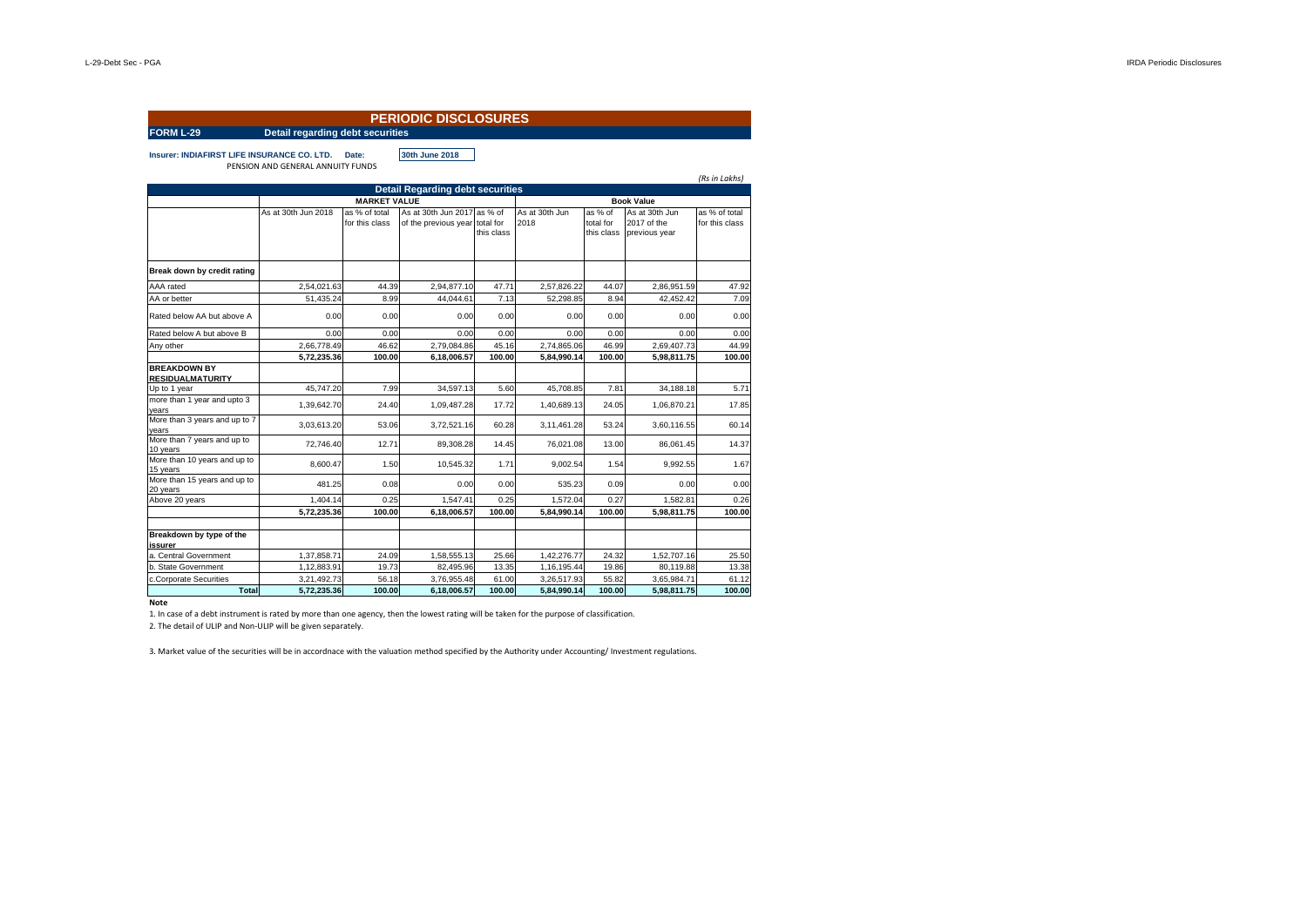# PERIODIC DISCLOSURES

**FORM L-29** **Detail regarding debt securities**

**Insurer: INDIAFIRST LIFE INSURANCE CO. LTD.** **Date:** **30th June 2018**

PENSION AND GENERAL ANNUITY FUNDS

*(Rs in Lakhs)*

| Detail Regarding debt securities | | | | | | | | |
|---|---|---|---|---|---|---|---|---|
| | MARKET VALUE | | | | Book Value | | | |
| | As at 30th Jun 2018 | as % of total for this class | As at 30th Jun 2017 of the previous year | as % of total for this class | As at 30th Jun 2018 | as % of total for this class | As at 30th Jun 2017 of the previous year | as % of total for this class |
| **Break down by credit rating** | | | | | | | | |
| AAA rated | 2,54,021.63 | 44.39 | 2,94,877.10 | 47.71 | 2,57,826.22 | 44.07 | 2,86,951.59 | 47.92 |
| AA or better | 51,435.24 | 8.99 | 44,044.61 | 7.13 | 52,298.85 | 8.94 | 42,452.42 | 7.09 |
| Rated below AA but above A | 0.00 | 0.00 | 0.00 | 0.00 | 0.00 | 0.00 | 0.00 | 0.00 |
| Rated below A but above B | 0.00 | 0.00 | 0.00 | 0.00 | 0.00 | 0.00 | 0.00 | 0.00 |
| Any other | 2,66,778.49 | 46.62 | 2,79,084.86 | 45.16 | 2,74,865.06 | 46.99 | 2,69,407.73 | 44.99 |
| | **5,72,235.36** | **100.00** | **6,18,006.57** | **100.00** | **5,84,990.14** | **100.00** | **5,98,811.75** | **100.00** |
| **BREAKDOWN BY RESIDUALMATURITY** | | | | | | | | |
| Up to 1 year | 45,747.20 | 7.99 | 34,597.13 | 5.60 | 45,708.85 | 7.81 | 34,188.18 | 5.71 |
| more than 1 year and upto 3 years | 1,39,642.70 | 24.40 | 1,09,487.28 | 17.72 | 1,40,689.13 | 24.05 | 1,06,870.21 | 17.85 |
| More than 3 years and up to 7 years | 3,03,613.20 | 53.06 | 3,72,521.16 | 60.28 | 3,11,461.28 | 53.24 | 3,60,116.55 | 60.14 |
| More than 7 years and up to 10 years | 72,746.40 | 12.71 | 89,308.28 | 14.45 | 76,021.08 | 13.00 | 86,061.45 | 14.37 |
| More than 10 years and up to 15 years | 8,600.47 | 1.50 | 10,545.32 | 1.71 | 9,002.54 | 1.54 | 9,992.55 | 1.67 |
| More than 15 years and up to 20 years | 481.25 | 0.08 | 0.00 | 0.00 | 535.23 | 0.09 | 0.00 | 0.00 |
| Above 20 years | 1,404.14 | 0.25 | 1,547.41 | 0.25 | 1,572.04 | 0.27 | 1,582.81 | 0.26 |
| | **5,72,235.36** | **100.00** | **6,18,006.57** | **100.00** | **5,84,990.14** | **100.00** | **5,98,811.75** | **100.00** |
| **Breakdown by type of the issurer** | | | | | | | | |
| a. Central Government | 1,37,858.71 | 24.09 | 1,58,555.13 | 25.66 | 1,42,276.77 | 24.32 | 1,52,707.16 | 25.50 |
| b. State Government | 1,12,883.91 | 19.73 | 82,495.96 | 13.35 | 1,16,195.44 | 19.86 | 80,119.88 | 13.38 |
| c.Corporate Securities | 3,21,492.73 | 56.18 | 3,76,955.48 | 61.00 | 3,26,517.93 | 55.82 | 3,65,984.71 | 61.12 |
| **Total** | **5,72,235.36** | **100.00** | **6,18,006.57** | **100.00** | **5,84,990.14** | **100.00** | **5,98,811.75** | **100.00** |

**Note**

1. In case of a debt instrument is rated by more than one agency, then the lowest rating will be taken for the purpose of classification.
2. The detail of ULIP and Non-ULIP will be given separately.
3. Market value of the securities will be in accordnace with the valuation method specified by the Authority under Accounting/ Investment regulations.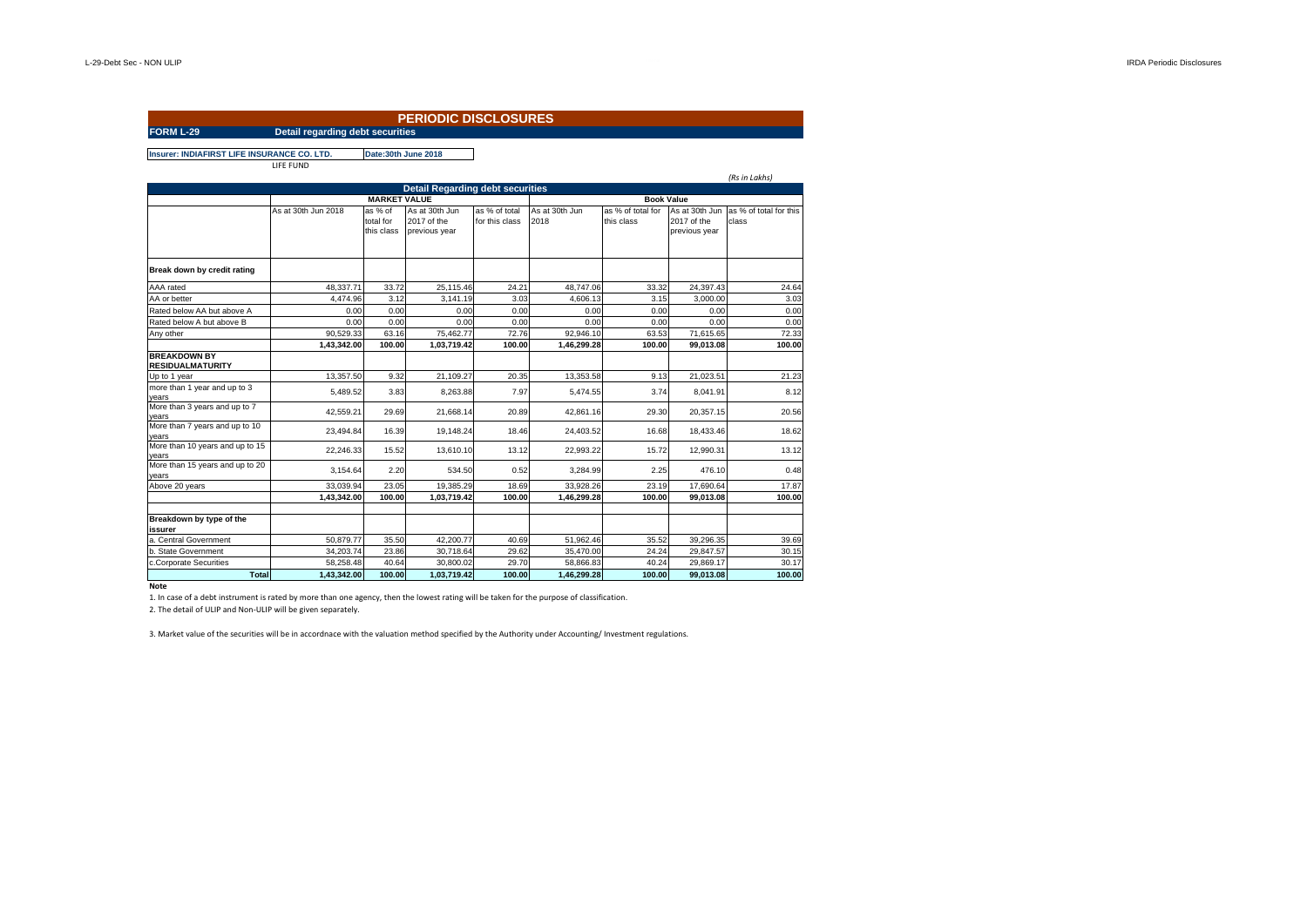# PERIODIC DISCLOSURES

**FORM L-29** **Detail regarding debt securities**

**Insurer: INDIAFIRST LIFE INSURANCE CO. LTD.** **Date:30th June 2018**

LIFE FUND

*(Rs in Lakhs)*

| Detail Regarding debt securities | | | | | | | | |
|---|---|---|---|---|---|---|---|---|
| | MARKET VALUE | | | | Book Value | | | |
| | As at 30th Jun 2018 | as % of total for this class | As at 30th Jun 2017 of the previous year | as % of total for this class | As at 30th Jun 2018 | as % of total for this class | As at 30th Jun 2017 of the previous year | as % of total for this class |
| **Break down by credit rating** | | | | | | | | |
| AAA rated | 48,337.71 | 33.72 | 25,115.46 | 24.21 | 48,747.06 | 33.32 | 24,397.43 | 24.64 |
| AA or better | 4,474.96 | 3.12 | 3,141.19 | 3.03 | 4,606.13 | 3.15 | 3,000.00 | 3.03 |
| Rated below AA but above A | 0.00 | 0.00 | 0.00 | 0.00 | 0.00 | 0.00 | 0.00 | 0.00 |
| Rated below A but above B | 0.00 | 0.00 | 0.00 | 0.00 | 0.00 | 0.00 | 0.00 | 0.00 |
| Any other | 90,529.33 | 63.16 | 75,462.77 | 72.76 | 92,946.10 | 63.53 | 71,615.65 | 72.33 |
| | **1,43,342.00** | **100.00** | **1,03,719.42** | **100.00** | **1,46,299.28** | **100.00** | **99,013.08** | **100.00** |
| **BREAKDOWN BY RESIDUALMATURITY** | | | | | | | | |
| Up to 1 year | 13,357.50 | 9.32 | 21,109.27 | 20.35 | 13,353.58 | 9.13 | 21,023.51 | 21.23 |
| more than 1 year and up to 3 years | 5,489.52 | 3.83 | 8,263.88 | 7.97 | 5,474.55 | 3.74 | 8,041.91 | 8.12 |
| More than 3 years and up to 7 years | 42,559.21 | 29.69 | 21,668.14 | 20.89 | 42,861.16 | 29.30 | 20,357.15 | 20.56 |
| More than 7 years and up to 10 years | 23,494.84 | 16.39 | 19,148.24 | 18.46 | 24,403.52 | 16.68 | 18,433.46 | 18.62 |
| More than 10 years and up to 15 years | 22,246.33 | 15.52 | 13,610.10 | 13.12 | 22,993.22 | 15.72 | 12,990.31 | 13.12 |
| More than 15 years and up to 20 years | 3,154.64 | 2.20 | 534.50 | 0.52 | 3,284.99 | 2.25 | 476.10 | 0.48 |
| Above 20 years | 33,039.94 | 23.05 | 19,385.29 | 18.69 | 33,928.26 | 23.19 | 17,690.64 | 17.87 |
| | **1,43,342.00** | **100.00** | **1,03,719.42** | **100.00** | **1,46,299.28** | **100.00** | **99,013.08** | **100.00** |
| | | | | | | | | |
| **Breakdown by type of the issurer** | | | | | | | | |
| a. Central Government | 50,879.77 | 35.50 | 42,200.77 | 40.69 | 51,962.46 | 35.52 | 39,296.35 | 39.69 |
| b. State Government | 34,203.74 | 23.86 | 30,718.64 | 29.62 | 35,470.00 | 24.24 | 29,847.57 | 30.15 |
| c.Corporate Securities | 58,258.48 | 40.64 | 30,800.02 | 29.70 | 58,866.83 | 40.24 | 29,869.17 | 30.17 |
| **Total** | **1,43,342.00** | **100.00** | **1,03,719.42** | **100.00** | **1,46,299.28** | **100.00** | **99,013.08** | **100.00** |

**Note**

1. In case of a debt instrument is rated by more than one agency, then the lowest rating will be taken for the purpose of classification.
2. The detail of ULIP and Non-ULIP will be given separately.
3. Market value of the securities will be in accordnace with the valuation method specified by the Authority under Accounting/ Investment regulations.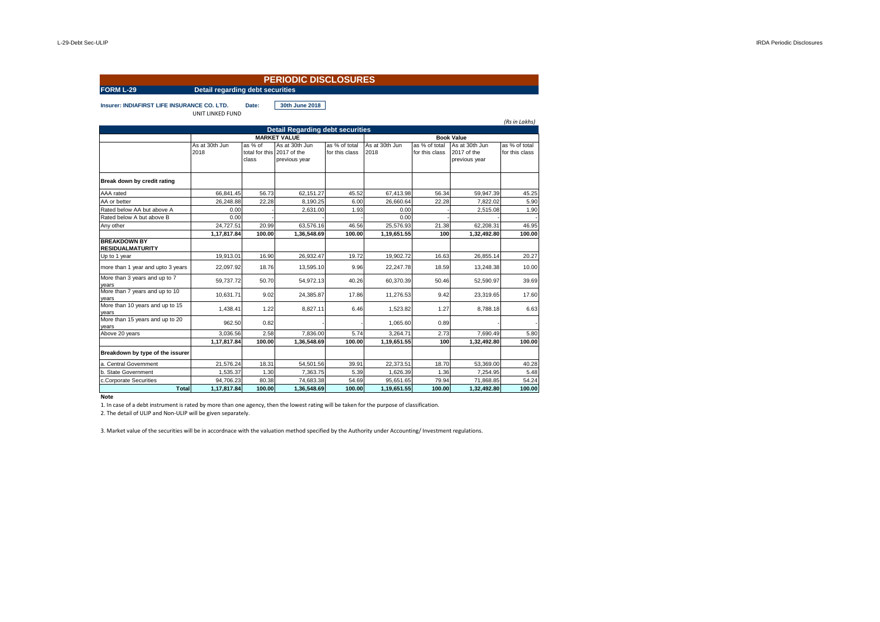# PERIODIC DISCLOSURES

**FORM L-29** **Detail regarding debt securities**

**Insurer: INDIAFIRST LIFE INSURANCE CO. LTD.** **Date:** **30th June 2018**

UNIT LINKED FUND

*(Rs in Lakhs)*

| Detail Regarding debt securities | | | | | | | | |
|---|---|---|---|---|---|---|---|---|
| | MARKET VALUE | | | | Book Value | | | |
| | As at 30th Jun 2018 | as % of total for this class | As at 30th Jun 2017 of the previous year | as % of total for this class | As at 30th Jun 2018 | as % of total for this class | As at 30th Jun 2017 of the previous year | as % of total for this class |
| **Break down by credit rating** | | | | | | | | |
| AAA rated | 66,841.45 | 56.73 | 62,151.27 | 45.52 | 67,413.98 | 56.34 | 59,947.39 | 45.25 |
| AA or better | 26,248.88 | 22.28 | 8,190.25 | 6.00 | 26,660.64 | 22.28 | 7,822.02 | 5.90 |
| Rated below AA but above A | 0.00 | - | 2,631.00 | 1.93 | 0.00 | - | 2,515.08 | 1.90 |
| Rated below A but above B | 0.00 | - | - | - | 0.00 | - | - | - |
| Any other | 24,727.51 | 20.99 | 63,576.16 | 46.56 | 25,576.93 | 21.38 | 62,208.31 | 46.95 |
| | **1,17,817.84** | **100.00** | **1,36,548.69** | **100.00** | **1,19,651.55** | **100** | **1,32,492.80** | **100.00** |
| **BREAKDOWN BY RESIDUALMATURITY** | | | | | | | | |
| Up to 1 year | 19,913.01 | 16.90 | 26,932.47 | 19.72 | 19,902.72 | 16.63 | 26,855.14 | 20.27 |
| more than 1 year and upto 3 years | 22,097.92 | 18.76 | 13,595.10 | 9.96 | 22,247.78 | 18.59 | 13,248.38 | 10.00 |
| More than 3 years and up to 7 years | 59,737.72 | 50.70 | 54,972.13 | 40.26 | 60,370.39 | 50.46 | 52,590.97 | 39.69 |
| More than 7 years and up to 10 years | 10,631.71 | 9.02 | 24,385.87 | 17.86 | 11,276.53 | 9.42 | 23,319.65 | 17.60 |
| More than 10 years and up to 15 years | 1,438.41 | 1.22 | 8,827.11 | 6.46 | 1,523.82 | 1.27 | 8,788.18 | 6.63 |
| More than 15 years and up to 20 years | 962.50 | 0.82 | - | - | 1,065.60 | 0.89 | - | - |
| Above 20 years | 3,036.56 | 2.58 | 7,836.00 | 5.74 | 3,264.71 | 2.73 | 7,690.49 | 5.80 |
| | **1,17,817.84** | **100.00** | **1,36,548.69** | **100.00** | **1,19,651.55** | **100** | **1,32,492.80** | **100.00** |
| **Breakdown by type of the issurer** | | | | | | | | |
| a. Central Government | 21,576.24 | 18.31 | 54,501.56 | 39.91 | 22,373.51 | 18.70 | 53,369.00 | 40.28 |
| b. State Government | 1,535.37 | 1.30 | 7,363.75 | 5.39 | 1,626.39 | 1.36 | 7,254.95 | 5.48 |
| c.Corporate Securities | 94,706.23 | 80.38 | 74,683.38 | 54.69 | 95,651.65 | 79.94 | 71,868.85 | 54.24 |
| **Total** | **1,17,817.84** | **100.00** | **1,36,548.69** | **100.00** | **1,19,651.55** | **100.00** | **1,32,492.80** | **100.00** |

**Note**

1. In case of a debt instrument is rated by more than one agency, then the lowest rating will be taken for the purpose of classification.
2. The detail of ULIP and Non-ULIP will be given separately.
3. Market value of the securities will be in accordnace with the valuation method specified by the Authority under Accounting/ Investment regulations.